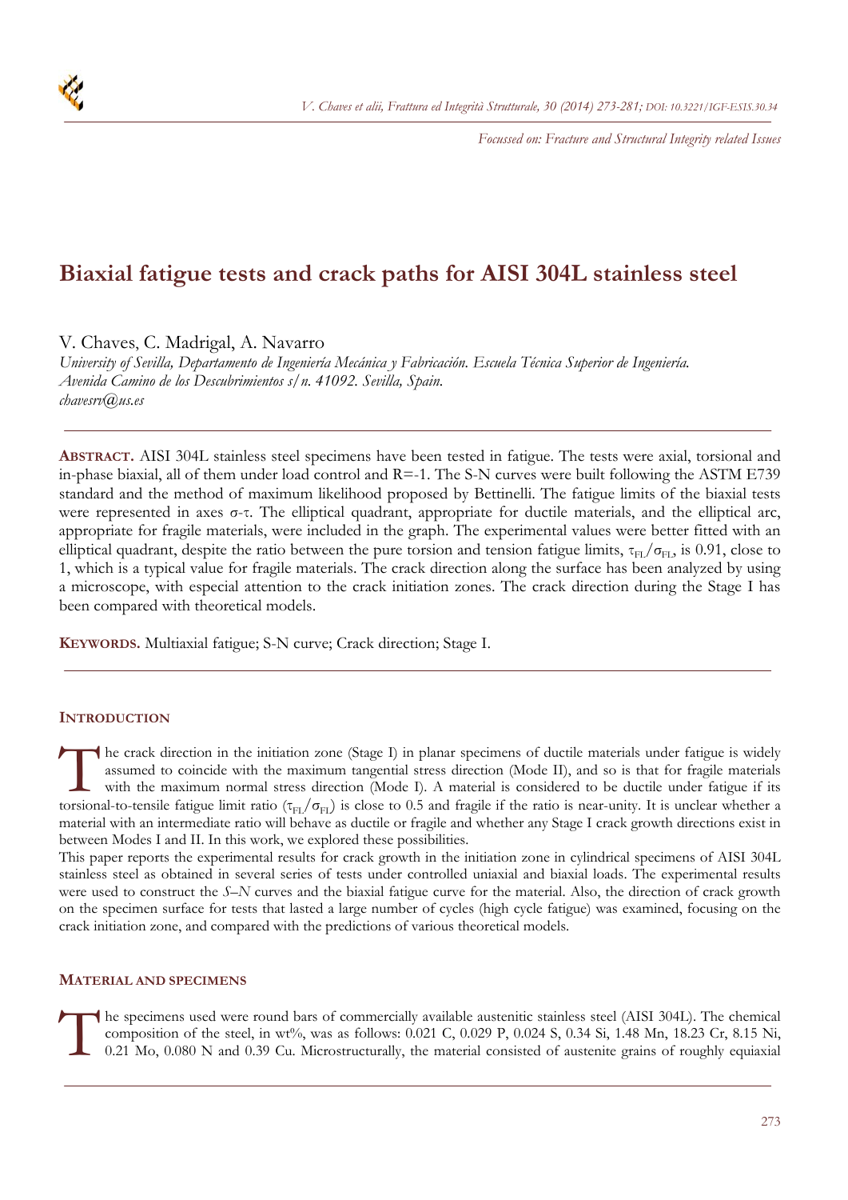*Focussed on: Fracture and Structural Integrity related Issues*

# Biaxial fatigue tests and crack paths for AISI 304L stainless steel

V. Chaves, C. Madrigal, A. Navarro
*University of Sevilla, Departamento de Ingeniería Mecánica y Fabricación. Escuela Técnica Superior de Ingeniería. Avenida Camino de los Descubrimientos s/n. 41092. Sevilla, Spain.*
*chavesrv@us.es*

**ABSTRACT.** AISI 304L stainless steel specimens have been tested in fatigue. The tests were axial, torsional and in-phase biaxial, all of them under load control and R=-1. The S-N curves were built following the ASTM E739 standard and the method of maximum likelihood proposed by Bettinelli. The fatigue limits of the biaxial tests were represented in axes σ-τ. The elliptical quadrant, appropriate for ductile materials, and the elliptical arc, appropriate for fragile materials, were included in the graph. The experimental values were better fitted with an elliptical quadrant, despite the ratio between the pure torsion and tension fatigue limits, $\tau_{FL}/\sigma_{FL}$, is 0.91, close to 1, which is a typical value for fragile materials. The crack direction along the surface has been analyzed by using a microscope, with especial attention to the crack initiation zones. The crack direction during the Stage I has been compared with theoretical models.

**KEYWORDS.** Multiaxial fatigue; S-N curve; Crack direction; Stage I.

## INTRODUCTION

The crack direction in the initiation zone (Stage I) in planar specimens of ductile materials under fatigue is widely assumed to coincide with the maximum tangential stress direction (Mode II), and so is that for fragile materials with the maximum normal stress direction (Mode I). A material is considered to be ductile under fatigue if its torsional-to-tensile fatigue limit ratio ($\tau_{FL}/\sigma_{FL}$) is close to 0.5 and fragile if the ratio is near-unity. It is unclear whether a material with an intermediate ratio will behave as ductile or fragile and whether any Stage I crack growth directions exist in between Modes I and II. In this work, we explored these possibilities.

This paper reports the experimental results for crack growth in the initiation zone in cylindrical specimens of AISI 304L stainless steel as obtained in several series of tests under controlled uniaxial and biaxial loads. The experimental results were used to construct the *S–N* curves and the biaxial fatigue curve for the material. Also, the direction of crack growth on the specimen surface for tests that lasted a large number of cycles (high cycle fatigue) was examined, focusing on the crack initiation zone, and compared with the predictions of various theoretical models.

## MATERIAL AND SPECIMENS

The specimens used were round bars of commercially available austenitic stainless steel (AISI 304L). The chemical composition of the steel, in wt%, was as follows: 0.021 C, 0.029 P, 0.024 S, 0.34 Si, 1.48 Mn, 18.23 Cr, 8.15 Ni, 0.21 Mo, 0.080 N and 0.39 Cu. Microstructurally, the material consisted of austenite grains of roughly equiaxial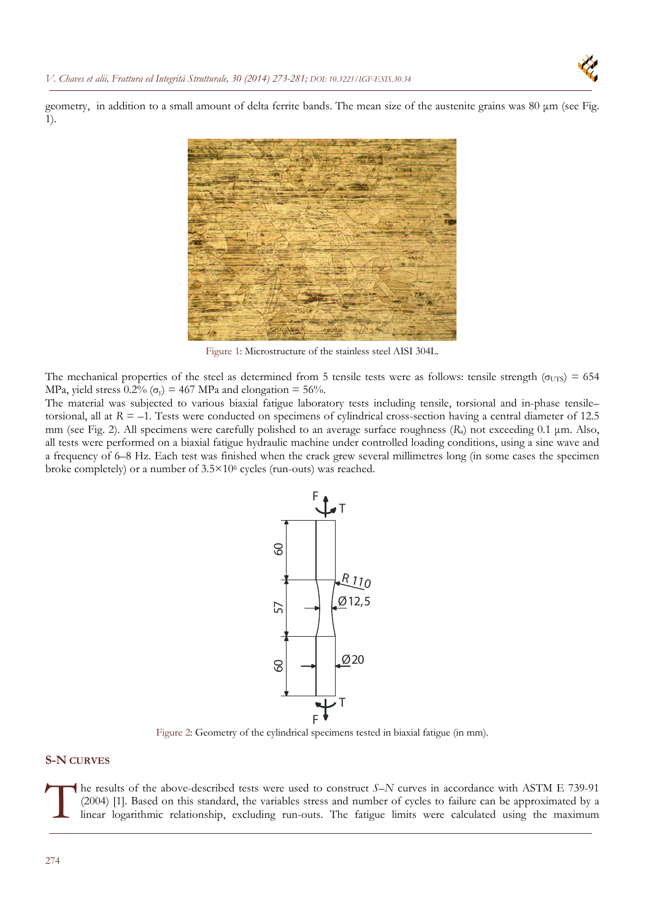geometry, in addition to a small amount of delta ferrite bands. The mean size of the austenite grains was 80 μm (see Fig. 1).

Figure 1: Microstructure of the stainless steel AISI 304L.

The mechanical properties of the steel as determined from 5 tensile tests were as follows: tensile strength ($\sigma_{UTS}$) = 654 MPa, yield stress 0.2% ($\sigma_y$) = 467 MPa and elongation = 56%.

The material was subjected to various biaxial fatigue laboratory tests including tensile, torsional and in-phase tensile–torsional, all at $R = -1$. Tests were conducted on specimens of cylindrical cross-section having a central diameter of 12.5 mm (see Fig. 2). All specimens were carefully polished to an average surface roughness ($R_a$) not exceeding 0.1 μm. Also, all tests were performed on a biaxial fatigue hydraulic machine under controlled loading conditions, using a sine wave and a frequency of 6–8 Hz. Each test was finished when the crack grew several millimetres long (in some cases the specimen broke completely) or a number of $3.5\times10^6$ cycles (run-outs) was reached.

Figure 2: Geometry of the cylindrical specimens tested in biaxial fatigue (in mm).

## S-N CURVES

The results of the above-described tests were used to construct *S–N* curves in accordance with ASTM E 739-91 (2004) [1]. Based on this standard, the variables stress and number of cycles to failure can be approximated by a linear logarithmic relationship, excluding run-outs. The fatigue limits were calculated using the maximum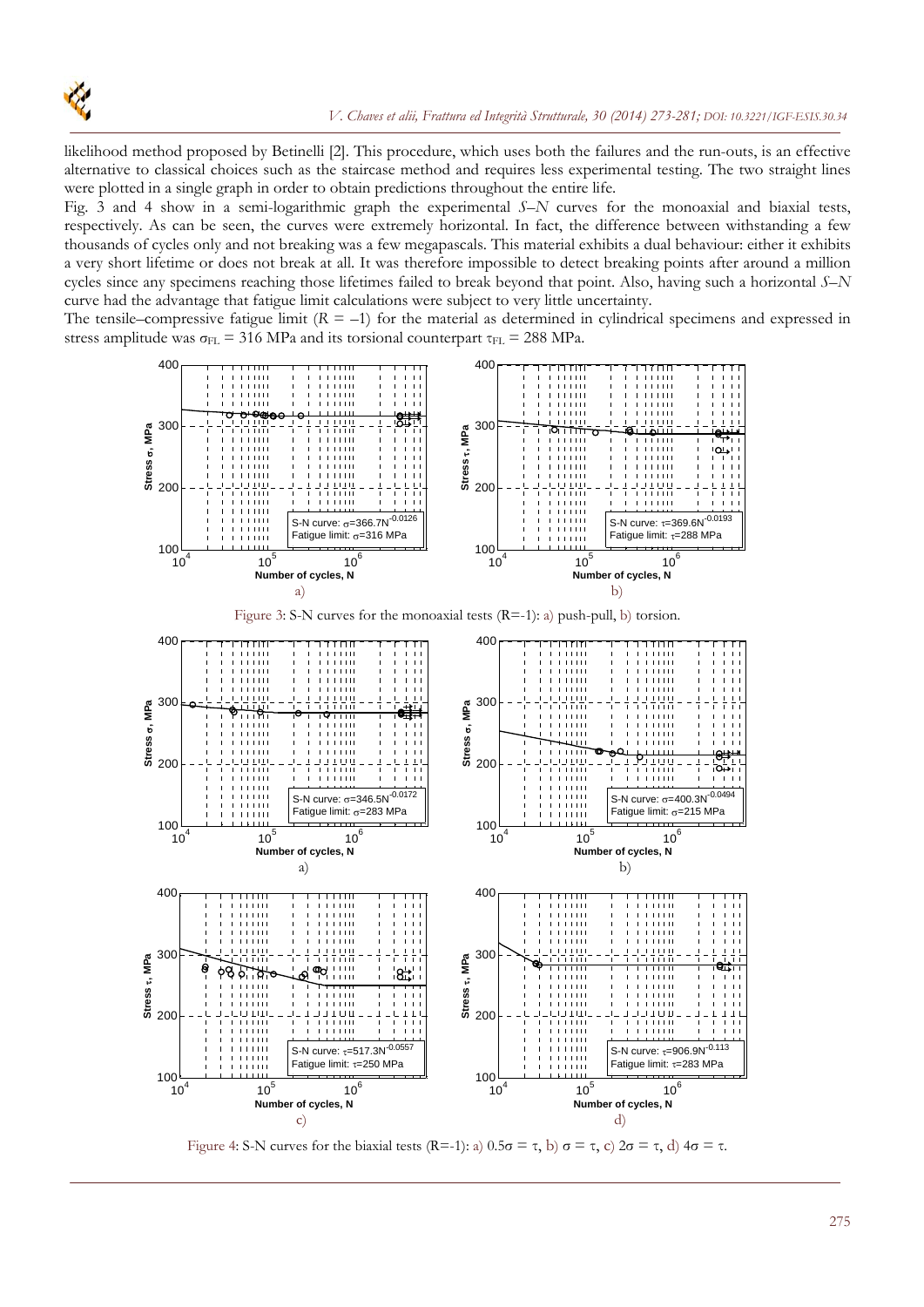likelihood method proposed by Betinelli [2]. This procedure, which uses both the failures and the run-outs, is an effective alternative to classical choices such as the staircase method and requires less experimental testing. The two straight lines were plotted in a single graph in order to obtain predictions throughout the entire life.

Fig. 3 and 4 show in a semi-logarithmic graph the experimental *S–N* curves for the monoaxial and biaxial tests, respectively. As can be seen, the curves were extremely horizontal. In fact, the difference between withstanding a few thousands of cycles only and not breaking was a few megapascals. This material exhibits a dual behaviour: either it exhibits a very short lifetime or does not break at all. It was therefore impossible to detect breaking points after around a million cycles since any specimens reaching those lifetimes failed to break beyond that point. Also, having such a horizontal *S–N* curve had the advantage that fatigue limit calculations were subject to very little uncertainty.

The tensile–compressive fatigue limit ($R = -1$) for the material as determined in cylindrical specimens and expressed in stress amplitude was $\sigma_{FL} = 316$ MPa and its torsional counterpart $\tau_{FL} = 288$ MPa.

Figure 3: S-N curves for the monoaxial tests (R=-1): a) push-pull, b) torsion.

Figure 4: S-N curves for the biaxial tests (R=-1): a) $0.5\sigma = \tau$, b) $\sigma = \tau$, c) $2\sigma = \tau$, d) $4\sigma = \tau$.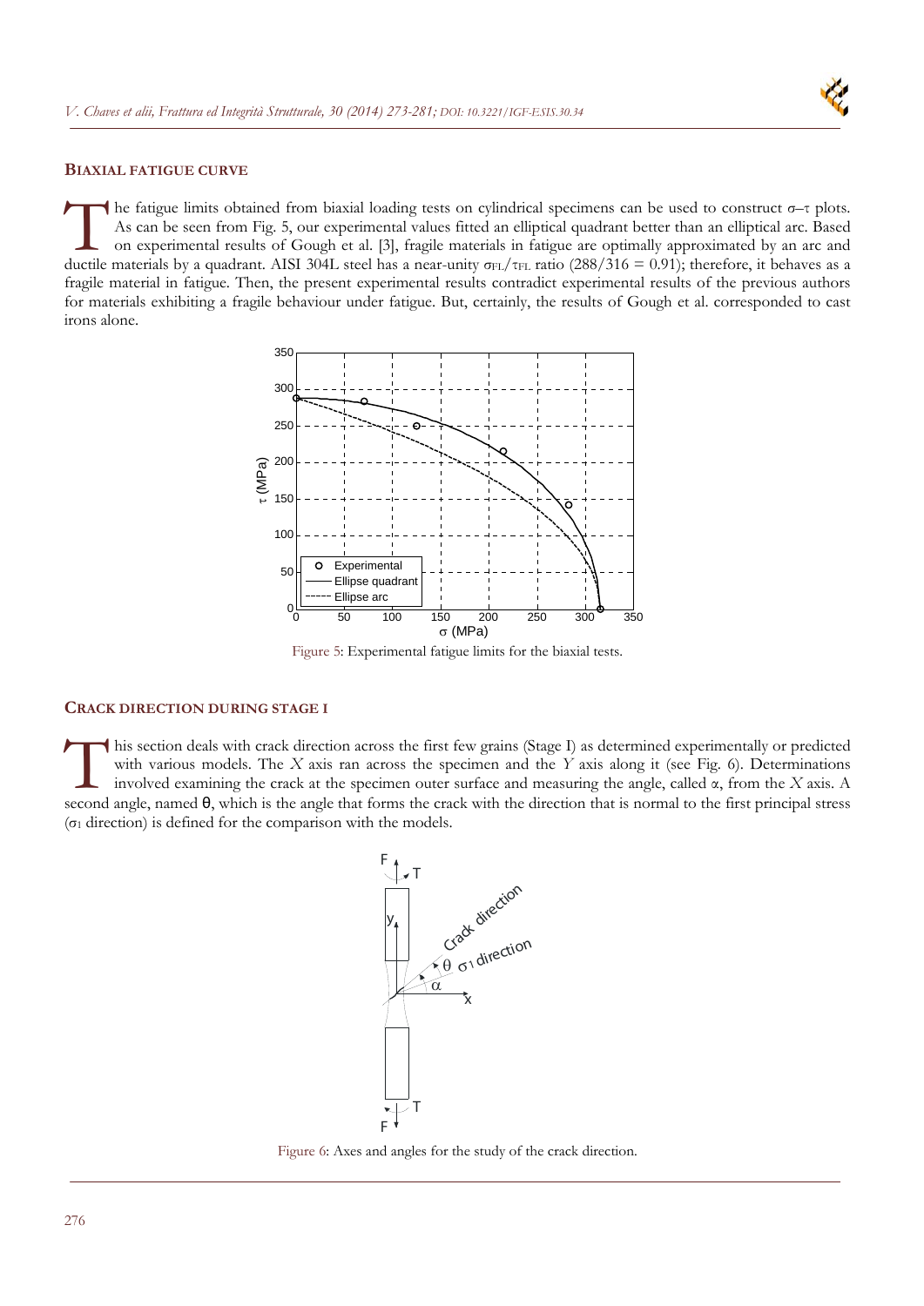## BIAXIAL FATIGUE CURVE

The fatigue limits obtained from biaxial loading tests on cylindrical specimens can be used to construct σ–τ plots. As can be seen from Fig. 5, our experimental values fitted an elliptical quadrant better than an elliptical arc. Based on experimental results of Gough et al. [3], fragile materials in fatigue are optimally approximated by an arc and ductile materials by a quadrant. AISI 304L steel has a near-unity $\sigma_{FL}/\tau_{FL}$ ratio (288/316 = 0.91); therefore, it behaves as a fragile material in fatigue. Then, the present experimental results contradict experimental results of the previous authors for materials exhibiting a fragile behaviour under fatigue. But, certainly, the results of Gough et al. corresponded to cast irons alone.

Figure 5: Experimental fatigue limits for the biaxial tests.

## CRACK DIRECTION DURING STAGE I

This section deals with crack direction across the first few grains (Stage I) as determined experimentally or predicted with various models. The $X$ axis ran across the specimen and the $Y$ axis along it (see Fig. 6). Determinations involved examining the crack at the specimen outer surface and measuring the angle, called α, from the $X$ axis. A second angle, named θ, which is the angle that forms the crack with the direction that is normal to the first principal stress ($\sigma_1$ direction) is defined for the comparison with the models.

Figure 6: Axes and angles for the study of the crack direction.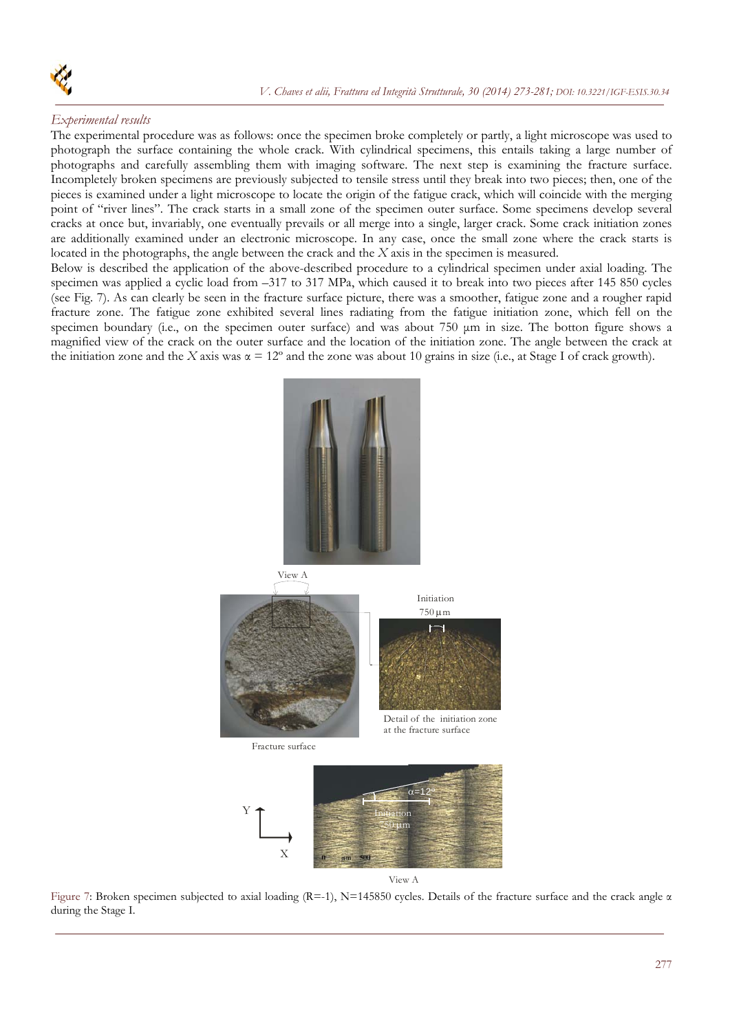### *Experimental results*

The experimental procedure was as follows: once the specimen broke completely or partly, a light microscope was used to photograph the surface containing the whole crack. With cylindrical specimens, this entails taking a large number of photographs and carefully assembling them with imaging software. The next step is examining the fracture surface. Incompletely broken specimens are previously subjected to tensile stress until they break into two pieces; then, one of the pieces is examined under a light microscope to locate the origin of the fatigue crack, which will coincide with the merging point of "river lines". The crack starts in a small zone of the specimen outer surface. Some specimens develop several cracks at once but, invariably, one eventually prevails or all merge into a single, larger crack. Some crack initiation zones are additionally examined under an electronic microscope. In any case, once the small zone where the crack starts is located in the photographs, the angle between the crack and the $X$ axis in the specimen is measured.

Below is described the application of the above-described procedure to a cylindrical specimen under axial loading. The specimen was applied a cyclic load from –317 to 317 MPa, which caused it to break into two pieces after 145 850 cycles (see Fig. 7). As can clearly be seen in the fracture surface picture, there was a smoother, fatigue zone and a rougher rapid fracture zone. The fatigue zone exhibited several lines radiating from the fatigue initiation zone, which fell on the specimen boundary (i.e., on the specimen outer surface) and was about 750 μm in size. The botton figure shows a magnified view of the crack on the outer surface and the location of the initiation zone. The angle between the crack at the initiation zone and the $X$ axis was $\alpha = 12°$ and the zone was about 10 grains in size (i.e., at Stage I of crack growth).

Figure 7: Broken specimen subjected to axial loading (R=-1), N=145850 cycles. Details of the fracture surface and the crack angle $\alpha$ during the Stage I.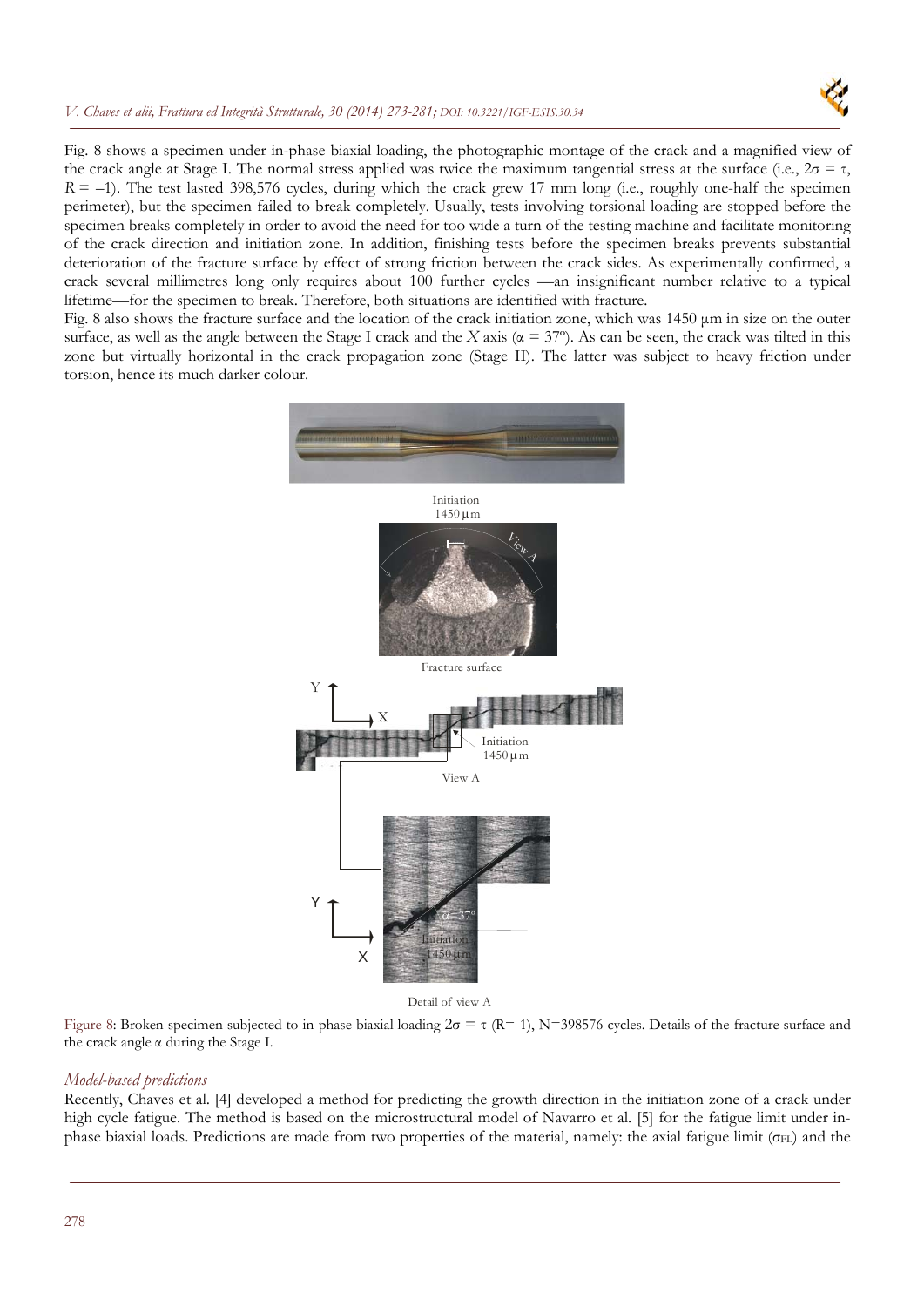Fig. 8 shows a specimen under in-phase biaxial loading, the photographic montage of the crack and a magnified view of the crack angle at Stage I. The normal stress applied was twice the maximum tangential stress at the surface (i.e., $2\sigma = \tau$, $R = -1$). The test lasted 398,576 cycles, during which the crack grew 17 mm long (i.e., roughly one-half the specimen perimeter), but the specimen failed to break completely. Usually, tests involving torsional loading are stopped before the specimen breaks completely in order to avoid the need for too wide a turn of the testing machine and facilitate monitoring of the crack direction and initiation zone. In addition, finishing tests before the specimen breaks prevents substantial deterioration of the fracture surface by effect of strong friction between the crack sides. As experimentally confirmed, a crack several millimetres long only requires about 100 further cycles —an insignificant number relative to a typical lifetime—for the specimen to break. Therefore, both situations are identified with fracture.

Fig. 8 also shows the fracture surface and the location of the crack initiation zone, which was 1450 μm in size on the outer surface, as well as the angle between the Stage I crack and the $X$ axis ($\alpha = 37º$). As can be seen, the crack was tilted in this zone but virtually horizontal in the crack propagation zone (Stage II). The latter was subject to heavy friction under torsion, hence its much darker colour.

Figure 8: Broken specimen subjected to in-phase biaxial loading $2\sigma = \tau$ (R=-1), N=398576 cycles. Details of the fracture surface and the crack angle α during the Stage I.

### *Model-based predictions*

Recently, Chaves et al. [4] developed a method for predicting the growth direction in the initiation zone of a crack under high cycle fatigue. The method is based on the microstructural model of Navarro et al. [5] for the fatigue limit under in-phase biaxial loads. Predictions are made from two properties of the material, namely: the axial fatigue limit ($\sigma_{FL}$) and the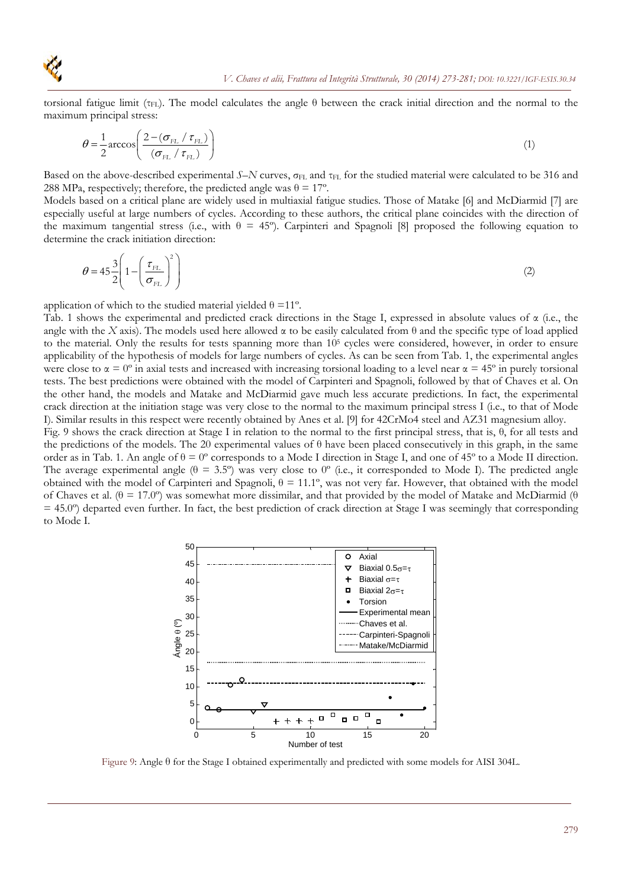torsional fatigue limit ($\tau_{FL}$). The model calculates the angle θ between the crack initial direction and the normal to the maximum principal stress:

$$\theta = \frac{1}{2}\arccos\left(\frac{2-(\sigma_{FL}/\tau_{FL})}{(\sigma_{FL}/\tau_{FL})}\right) \tag{1}$$

Based on the above-described experimental *S–N* curves, $\sigma_{FL}$ and $\tau_{FL}$ for the studied material were calculated to be 316 and 288 MPa, respectively; therefore, the predicted angle was θ = 17º.

Models based on a critical plane are widely used in multiaxial fatigue studies. Those of Matake [6] and McDiarmid [7] are especially useful at large numbers of cycles. According to these authors, the critical plane coincides with the direction of the maximum tangential stress (i.e., with θ = 45º). Carpinteri and Spagnoli [8] proposed the following equation to determine the crack initiation direction:

$$\theta = 45\frac{3}{2}\left(1-\left(\frac{\tau_{FL}}{\sigma_{FL}}\right)^2\right) \tag{2}$$

application of which to the studied material yielded θ =11º.

Tab. 1 shows the experimental and predicted crack directions in the Stage I, expressed in absolute values of α (i.e., the angle with the *X* axis). The models used here allowed α to be easily calculated from θ and the specific type of load applied to the material. Only the results for tests spanning more than $10^5$ cycles were considered, however, in order to ensure applicability of the hypothesis of models for large numbers of cycles. As can be seen from Tab. 1, the experimental angles were close to α = 0º in axial tests and increased with increasing torsional loading to a level near α = 45º in purely torsional tests. The best predictions were obtained with the model of Carpinteri and Spagnoli, followed by that of Chaves et al. On the other hand, the models and Matake and McDiarmid gave much less accurate predictions. In fact, the experimental crack direction at the initiation stage was very close to the normal to the maximum principal stress I (i.e., to that of Mode I). Similar results in this respect were recently obtained by Anes et al. [9] for 42CrMo4 steel and AZ31 magnesium alloy.

Fig. 9 shows the crack direction at Stage I in relation to the normal to the first principal stress, that is, θ, for all tests and the predictions of the models. The 20 experimental values of θ have been placed consecutively in this graph, in the same order as in Tab. 1. An angle of θ = 0º corresponds to a Mode I direction in Stage I, and one of 45º to a Mode II direction. The average experimental angle (θ = 3.5º) was very close to 0º (i.e., it corresponded to Mode I). The predicted angle obtained with the model of Carpinteri and Spagnoli, θ = 11.1º, was not very far. However, that obtained with the model of Chaves et al. (θ = 17.0º) was somewhat more dissimilar, and that provided by the model of Matake and McDiarmid (θ = 45.0º) departed even further. In fact, the best prediction of crack direction at Stage I was seemingly that corresponding to Mode I.

Figure 9: Angle θ for the Stage I obtained experimentally and predicted with some models for AISI 304L.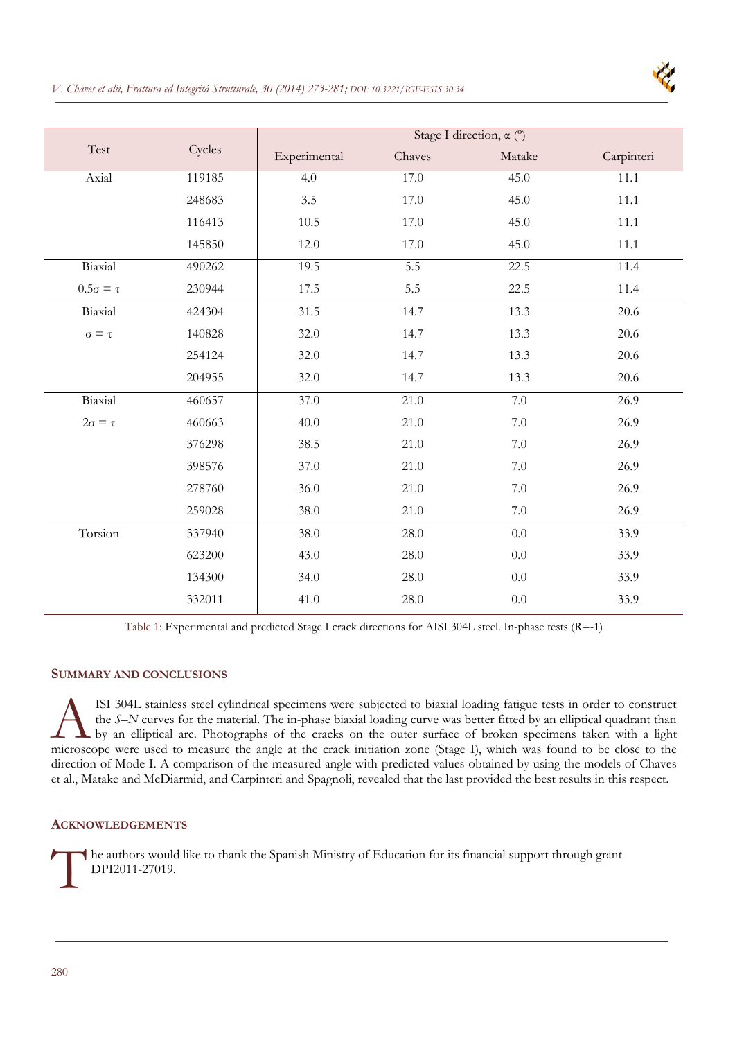| Test | Cycles | Stage I direction, α (º) | | | |
|---|---|---|---|---|---|
| | | Experimental | Chaves | Matake | Carpinteri |
| Axial | 119185 | 4.0 | 17.0 | 45.0 | 11.1 |
| | 248683 | 3.5 | 17.0 | 45.0 | 11.1 |
| | 116413 | 10.5 | 17.0 | 45.0 | 11.1 |
| | 145850 | 12.0 | 17.0 | 45.0 | 11.1 |
| Biaxial | 490262 | 19.5 | 5.5 | 22.5 | 11.4 |
| $0.5\sigma = \tau$ | 230944 | 17.5 | 5.5 | 22.5 | 11.4 |
| Biaxial | 424304 | 31.5 | 14.7 | 13.3 | 20.6 |
| $\sigma = \tau$ | 140828 | 32.0 | 14.7 | 13.3 | 20.6 |
| | 254124 | 32.0 | 14.7 | 13.3 | 20.6 |
| | 204955 | 32.0 | 14.7 | 13.3 | 20.6 |
| Biaxial | 460657 | 37.0 | 21.0 | 7.0 | 26.9 |
| $2\sigma = \tau$ | 460663 | 40.0 | 21.0 | 7.0 | 26.9 |
| | 376298 | 38.5 | 21.0 | 7.0 | 26.9 |
| | 398576 | 37.0 | 21.0 | 7.0 | 26.9 |
| | 278760 | 36.0 | 21.0 | 7.0 | 26.9 |
| | 259028 | 38.0 | 21.0 | 7.0 | 26.9 |
| Torsion | 337940 | 38.0 | 28.0 | 0.0 | 33.9 |
| | 623200 | 43.0 | 28.0 | 0.0 | 33.9 |
| | 134300 | 34.0 | 28.0 | 0.0 | 33.9 |
| | 332011 | 41.0 | 28.0 | 0.0 | 33.9 |

Table 1: Experimental and predicted Stage I crack directions for AISI 304L steel. In-phase tests (R=-1)

## SUMMARY AND CONCLUSIONS

AISI 304L stainless steel cylindrical specimens were subjected to biaxial loading fatigue tests in order to construct the *S–N* curves for the material. The in-phase biaxial loading curve was better fitted by an elliptical quadrant than by an elliptical arc. Photographs of the cracks on the outer surface of broken specimens taken with a light microscope were used to measure the angle at the crack initiation zone (Stage I), which was found to be close to the direction of Mode I. A comparison of the measured angle with predicted values obtained by using the models of Chaves et al., Matake and McDiarmid, and Carpinteri and Spagnoli, revealed that the last provided the best results in this respect.

## ACKNOWLEDGEMENTS

The authors would like to thank the Spanish Ministry of Education for its financial support through grant DPI2011-27019.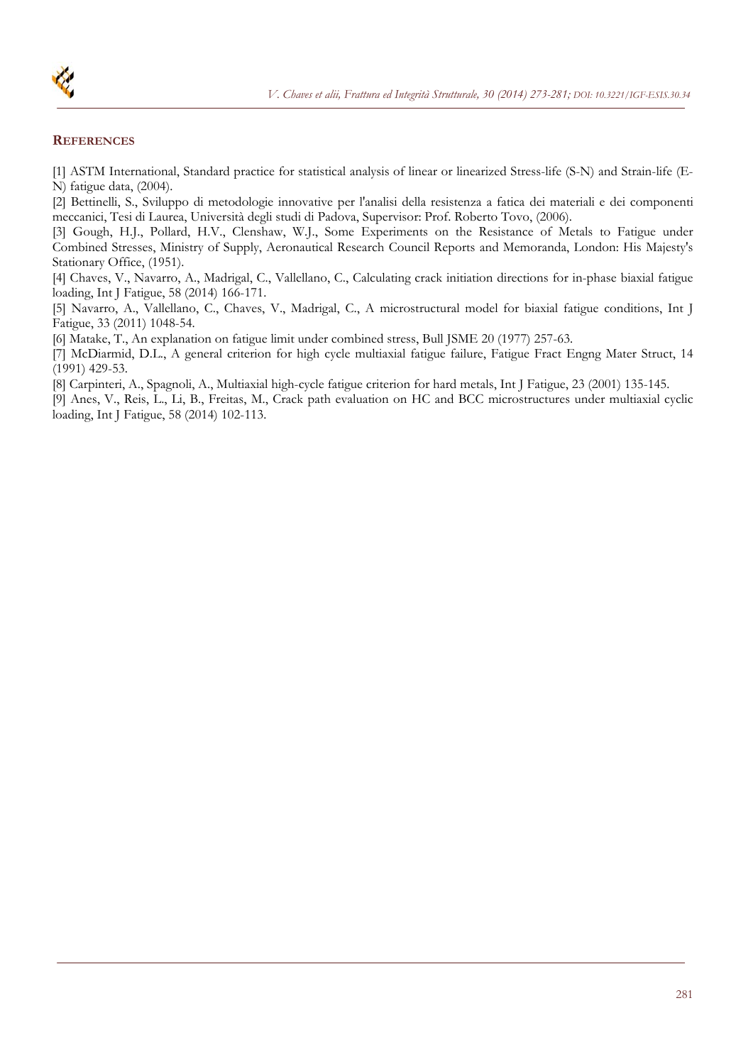## REFERENCES

[1] ASTM International, Standard practice for statistical analysis of linear or linearized Stress-life (S-N) and Strain-life (E-N) fatigue data, (2004).

[2] Bettinelli, S., Sviluppo di metodologie innovative per l'analisi della resistenza a fatica dei materiali e dei componenti meccanici, Tesi di Laurea, Università degli studi di Padova, Supervisor: Prof. Roberto Tovo, (2006).

[3] Gough, H.J., Pollard, H.V., Clenshaw, W.J., Some Experiments on the Resistance of Metals to Fatigue under Combined Stresses, Ministry of Supply, Aeronautical Research Council Reports and Memoranda, London: His Majesty's Stationary Office, (1951).

[4] Chaves, V., Navarro, A., Madrigal, C., Vallellano, C., Calculating crack initiation directions for in-phase biaxial fatigue loading, Int J Fatigue, 58 (2014) 166-171.

[5] Navarro, A., Vallellano, C., Chaves, V., Madrigal, C., A microstructural model for biaxial fatigue conditions, Int J Fatigue, 33 (2011) 1048-54.

[6] Matake, T., An explanation on fatigue limit under combined stress, Bull JSME 20 (1977) 257-63.

[7] McDiarmid, D.L., A general criterion for high cycle multiaxial fatigue failure, Fatigue Fract Engng Mater Struct, 14 (1991) 429-53.

[8] Carpinteri, A., Spagnoli, A., Multiaxial high-cycle fatigue criterion for hard metals, Int J Fatigue, 23 (2001) 135-145.

[9] Anes, V., Reis, L., Li, B., Freitas, M., Crack path evaluation on HC and BCC microstructures under multiaxial cyclic loading, Int J Fatigue, 58 (2014) 102-113.